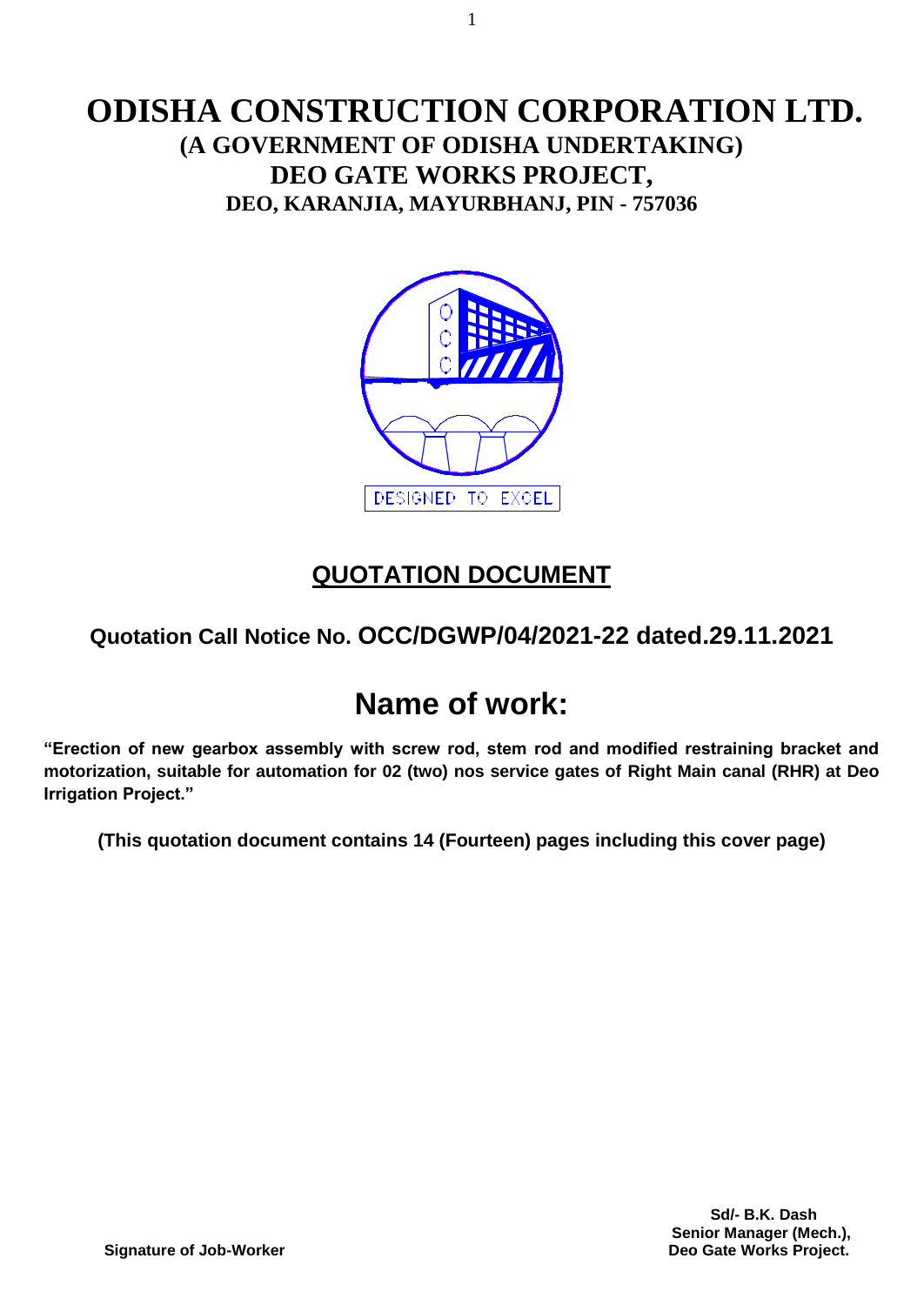# ODISHA CONSTRUCTION CORPORATION LTD.

## (A GOVERNMENT OF ODISHA UNDERTAKING)

## DEO GATE WORKS PROJECT,

### DEO, KARANJIA, MAYURBHANJ, PIN - 757036

DESIGNED TO EXCEL

## QUOTATION DOCUMENT

### Quotation Call Notice No. OCC/DGWP/04/2021-22 dated.29.11.2021

# Name of work:

**"Erection of new gearbox assembly with screw rod, stem rod and modified restraining bracket and motorization, suitable for automation for 02 (two) nos service gates of Right Main canal (RHR) at Deo Irrigation Project."**

**(This quotation document contains 14 (Fourteen) pages including this cover page)**

**Signature of Job-Worker**

**Sd/- B.K. Dash**
**Senior Manager (Mech.),**
**Deo Gate Works Project.**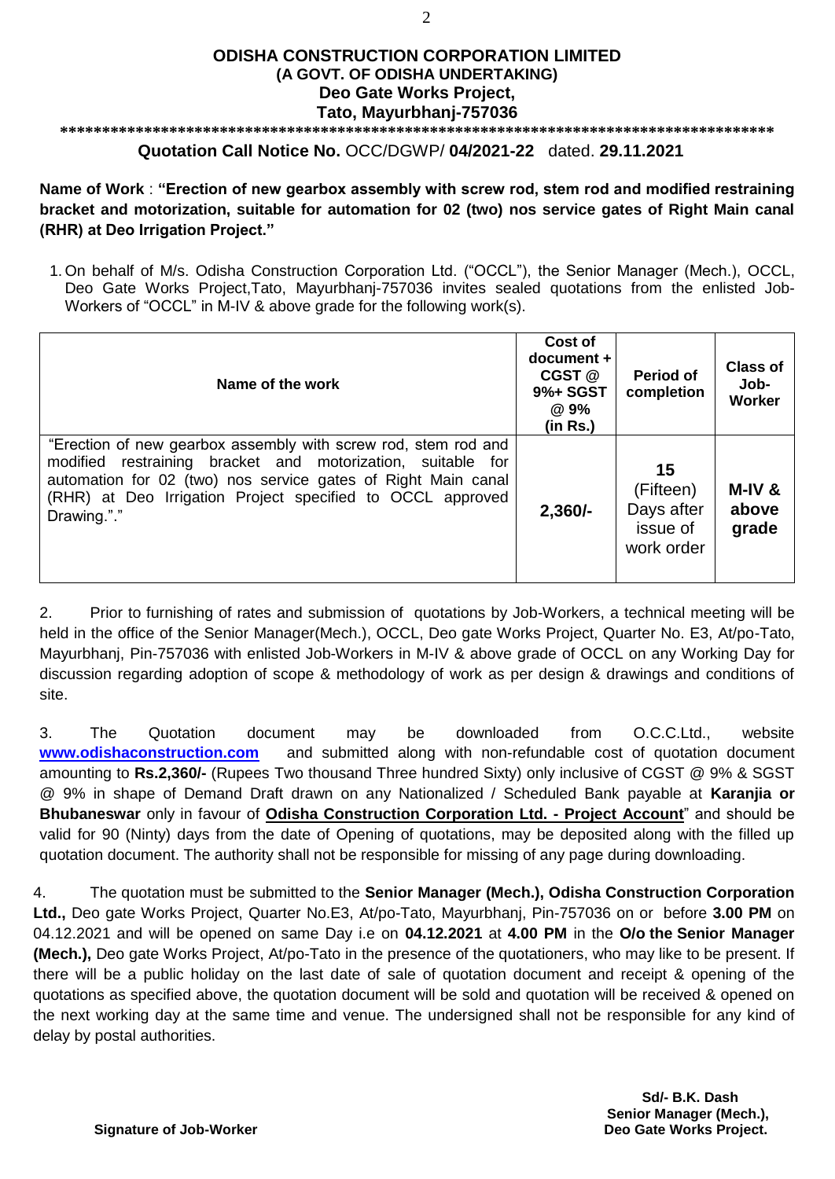**ODISHA CONSTRUCTION CORPORATION LIMITED**
**(A GOVT. OF ODISHA UNDERTAKING)**
**Deo Gate Works Project,**
**Tato, Mayurbhanj-757036**

\*\*\*\*\*\*\*\*\*\*\*\*\*\*\*\*\*\*\*\*\*\*\*\*\*\*\*\*\*\*\*\*\*\*\*\*\*\*\*\*\*\*\*\*\*\*\*\*\*\*\*\*\*\*\*\*\*\*\*\*\*\*\*\*\*\*\*\*\*\*\*\*\*\*\*\*\*\*\*\*\*\*\*\*

**Quotation Call Notice No.** OCC/DGWP/ **04/2021-22** dated. **29.11.2021**

**Name of Work** : **"Erection of new gearbox assembly with screw rod, stem rod and modified restraining bracket and motorization, suitable for automation for 02 (two) nos service gates of Right Main canal (RHR) at Deo Irrigation Project."**

1. On behalf of M/s. Odisha Construction Corporation Ltd. ("OCCL"), the Senior Manager (Mech.), OCCL, Deo Gate Works Project,Tato, Mayurbhanj-757036 invites sealed quotations from the enlisted Job-Workers of "OCCL" in M-IV & above grade for the following work(s).

| Name of the work | Cost of document + CGST @ 9%+ SGST @ 9% (in Rs.) | Period of completion | Class of Job-Worker |
|---|---|---|---|
| "Erection of new gearbox assembly with screw rod, stem rod and modified restraining bracket and motorization, suitable for automation for 02 (two) nos service gates of Right Main canal (RHR) at Deo Irrigation Project specified to OCCL approved Drawing."." | **2,360/-** | **15** (Fifteen) Days after issue of work order | **M-IV & above grade** |

2. Prior to furnishing of rates and submission of quotations by Job-Workers, a technical meeting will be held in the office of the Senior Manager(Mech.), OCCL, Deo gate Works Project, Quarter No. E3, At/po-Tato, Mayurbhanj, Pin-757036 with enlisted Job-Workers in M-IV & above grade of OCCL on any Working Day for discussion regarding adoption of scope & methodology of work as per design & drawings and conditions of site.

3. The Quotation document may be downloaded from O.C.C.Ltd., website **www.odishaconstruction.com** and submitted along with non-refundable cost of quotation document amounting to **Rs.2,360/-** (Rupees Two thousand Three hundred Sixty) only inclusive of CGST @ 9% & SGST @ 9% in shape of Demand Draft drawn on any Nationalized / Scheduled Bank payable at **Karanjia or Bhubaneswar** only in favour of **Odisha Construction Corporation Ltd. - Project Account**" and should be valid for 90 (Ninty) days from the date of Opening of quotations, may be deposited along with the filled up quotation document. The authority shall not be responsible for missing of any page during downloading.

4. The quotation must be submitted to the **Senior Manager (Mech.), Odisha Construction Corporation Ltd.,** Deo gate Works Project, Quarter No.E3, At/po-Tato, Mayurbhanj, Pin-757036 on or before **3.00 PM** on 04.12.2021 and will be opened on same Day i.e on **04.12.2021** at **4.00 PM** in the **O/o the Senior Manager (Mech.),** Deo gate Works Project, At/po-Tato in the presence of the quotationers, who may like to be present. If there will be a public holiday on the last date of sale of quotation document and receipt & opening of the quotations as specified above, the quotation document will be sold and quotation will be received & opened on the next working day at the same time and venue. The undersigned shall not be responsible for any kind of delay by postal authorities.

**Sd/- B.K. Dash**
**Senior Manager (Mech.),**
**Deo Gate Works Project.**

**Signature of Job-Worker**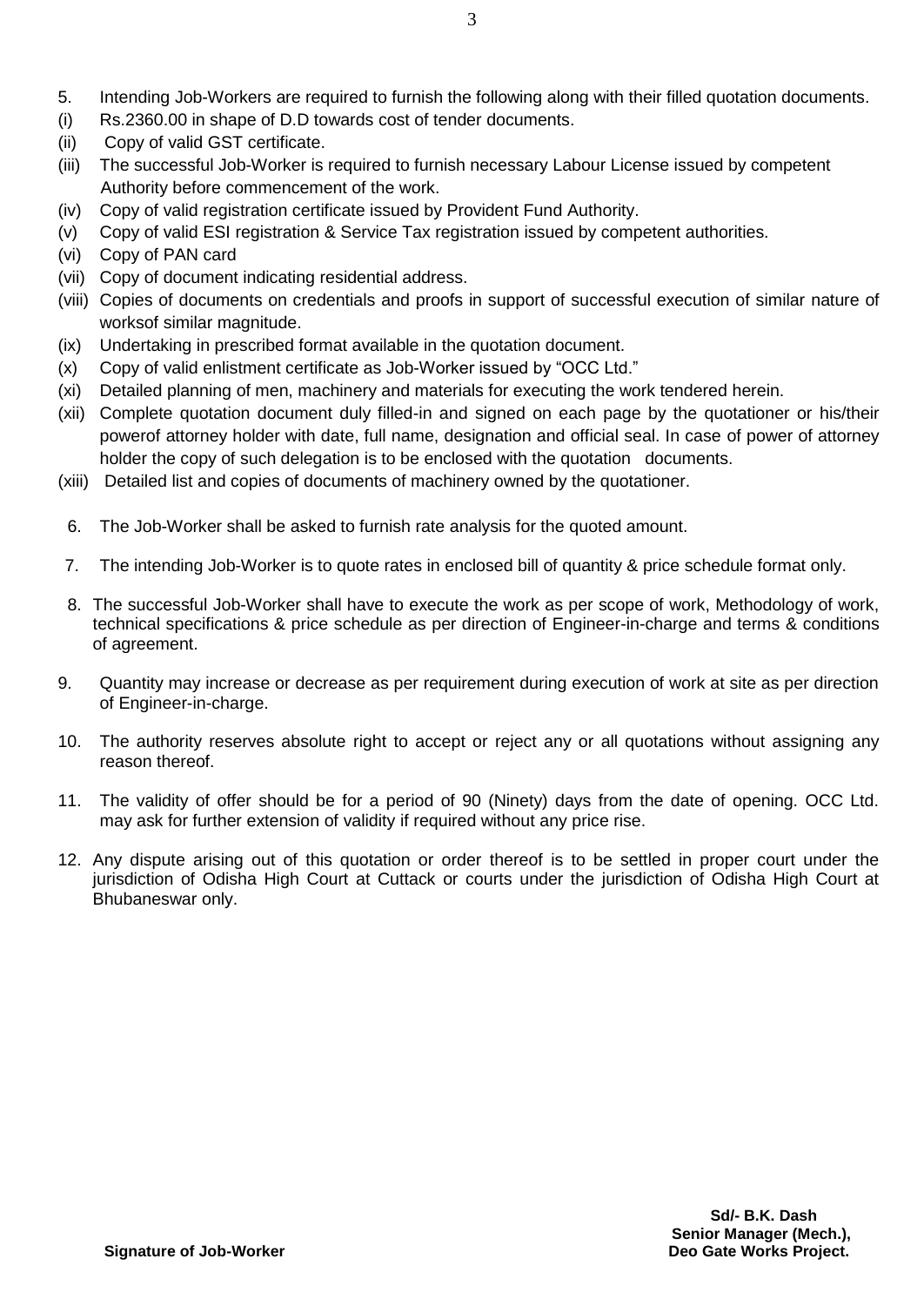5. Intending Job-Workers are required to furnish the following along with their filled quotation documents.

(i) Rs.2360.00 in shape of D.D towards cost of tender documents.

(ii) Copy of valid GST certificate.

(iii) The successful Job-Worker is required to furnish necessary Labour License issued by competent Authority before commencement of the work.

(iv) Copy of valid registration certificate issued by Provident Fund Authority.

(v) Copy of valid ESI registration & Service Tax registration issued by competent authorities.

(vi) Copy of PAN card

(vii) Copy of document indicating residential address.

(viii) Copies of documents on credentials and proofs in support of successful execution of similar nature of worksof similar magnitude.

(ix) Undertaking in prescribed format available in the quotation document.

(x) Copy of valid enlistment certificate as Job-Worker issued by "OCC Ltd."

(xi) Detailed planning of men, machinery and materials for executing the work tendered herein.

(xii) Complete quotation document duly filled-in and signed on each page by the quotationer or his/their powerof attorney holder with date, full name, designation and official seal. In case of power of attorney holder the copy of such delegation is to be enclosed with the quotation documents.

(xiii) Detailed list and copies of documents of machinery owned by the quotationer.

6. The Job-Worker shall be asked to furnish rate analysis for the quoted amount.

7. The intending Job-Worker is to quote rates in enclosed bill of quantity & price schedule format only.

8. The successful Job-Worker shall have to execute the work as per scope of work, Methodology of work, technical specifications & price schedule as per direction of Engineer-in-charge and terms & conditions of agreement.

9. Quantity may increase or decrease as per requirement during execution of work at site as per direction of Engineer-in-charge.

10. The authority reserves absolute right to accept or reject any or all quotations without assigning any reason thereof.

11. The validity of offer should be for a period of 90 (Ninety) days from the date of opening. OCC Ltd. may ask for further extension of validity if required without any price rise.

12. Any dispute arising out of this quotation or order thereof is to be settled in proper court under the jurisdiction of Odisha High Court at Cuttack or courts under the jurisdiction of Odisha High Court at Bhubaneswar only.

**Sd/- B.K. Dash**
**Senior Manager (Mech.),**
**Deo Gate Works Project.**

**Signature of Job-Worker**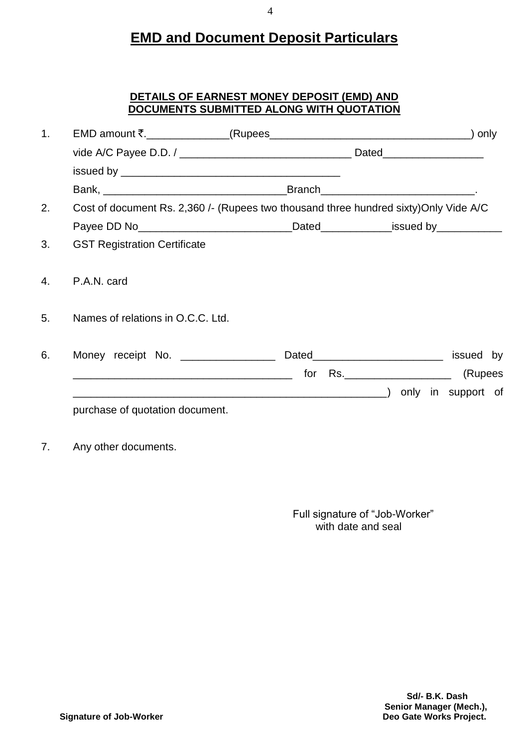# EMD and Document Deposit Particulars

### DETAILS OF EARNEST MONEY DEPOSIT (EMD) AND DOCUMENTS SUBMITTED ALONG WITH QUOTATION

1. EMD amount ₹.______________(Rupees__________________________________) only vide A/C Payee D.D. / _____________________________ Dated_________________ issued by _____________________________________ Bank, ______________________________Branch_________________________.
2. Cost of document Rs. 2,360 /- (Rupees two thousand three hundred sixty)Only Vide A/C Payee DD No_________________________Dated____________issued by___________
3. GST Registration Certificate
4. P.A.N. card
5. Names of relations in O.C.C. Ltd.
6. Money receipt No. ________________ Dated______________________ issued by _____________________________________ for Rs.__________________ (Rupees _____________________________________________________) only in support of purchase of quotation document.
7. Any other documents.

Full signature of "Job-Worker"
with date and seal

**Signature of Job-Worker**

**Sd/- B.K. Dash**
**Senior Manager (Mech.),**
**Deo Gate Works Project.**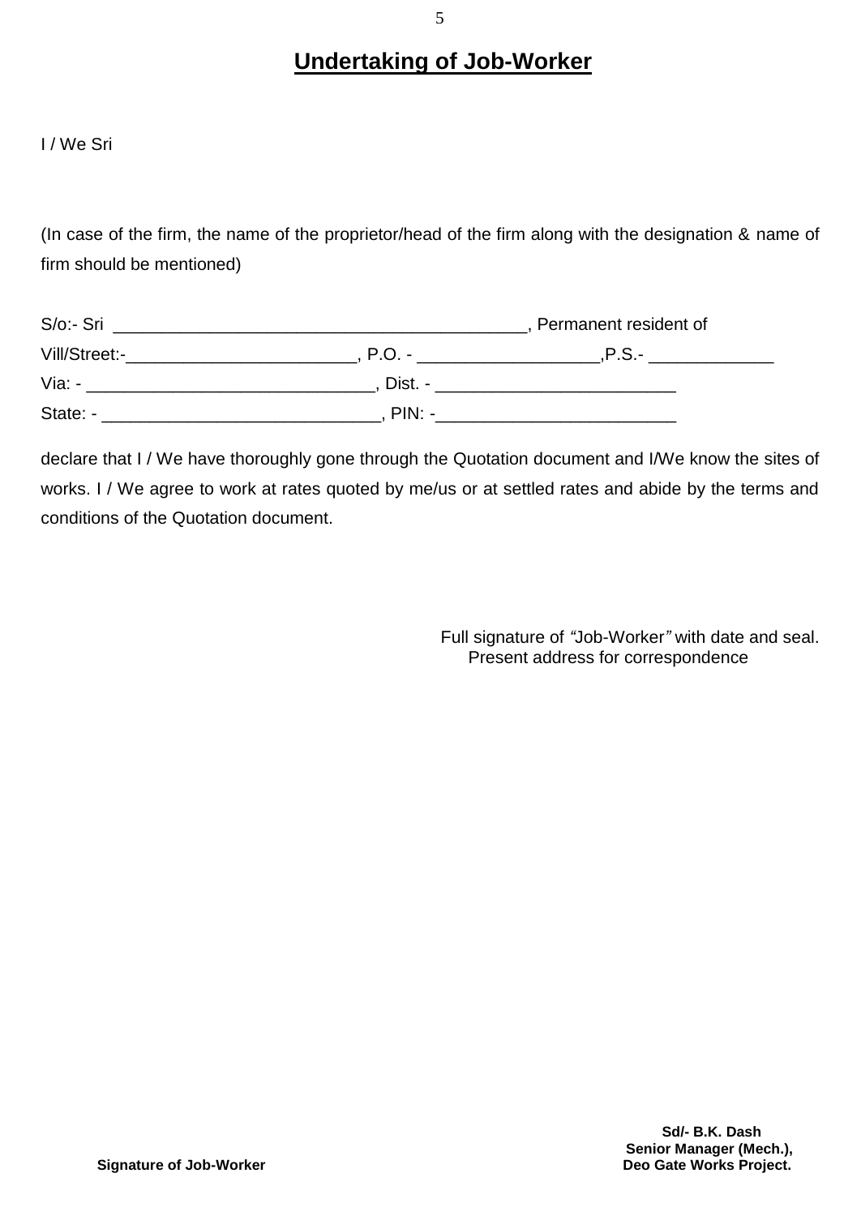# Undertaking of Job-Worker

I / We Sri

(In case of the firm, the name of the proprietor/head of the firm along with the designation & name of firm should be mentioned)

S/o:- Sri ___________________________________________, Permanent resident of
Vill/Street:-________________________, P.O. - ___________________,P.S.- _____________
Via: - ______________________________, Dist. - _________________________
State: - _____________________________, PIN: -_________________________

declare that I / We have thoroughly gone through the Quotation document and I/We know the sites of works. I / We agree to work at rates quoted by me/us or at settled rates and abide by the terms and conditions of the Quotation document.

Full signature of *"*Job-Worker*"* with date and seal.
Present address for correspondence

**Signature of Job-Worker**

**Sd/- B.K. Dash**
**Senior Manager (Mech.),**
**Deo Gate Works Project.**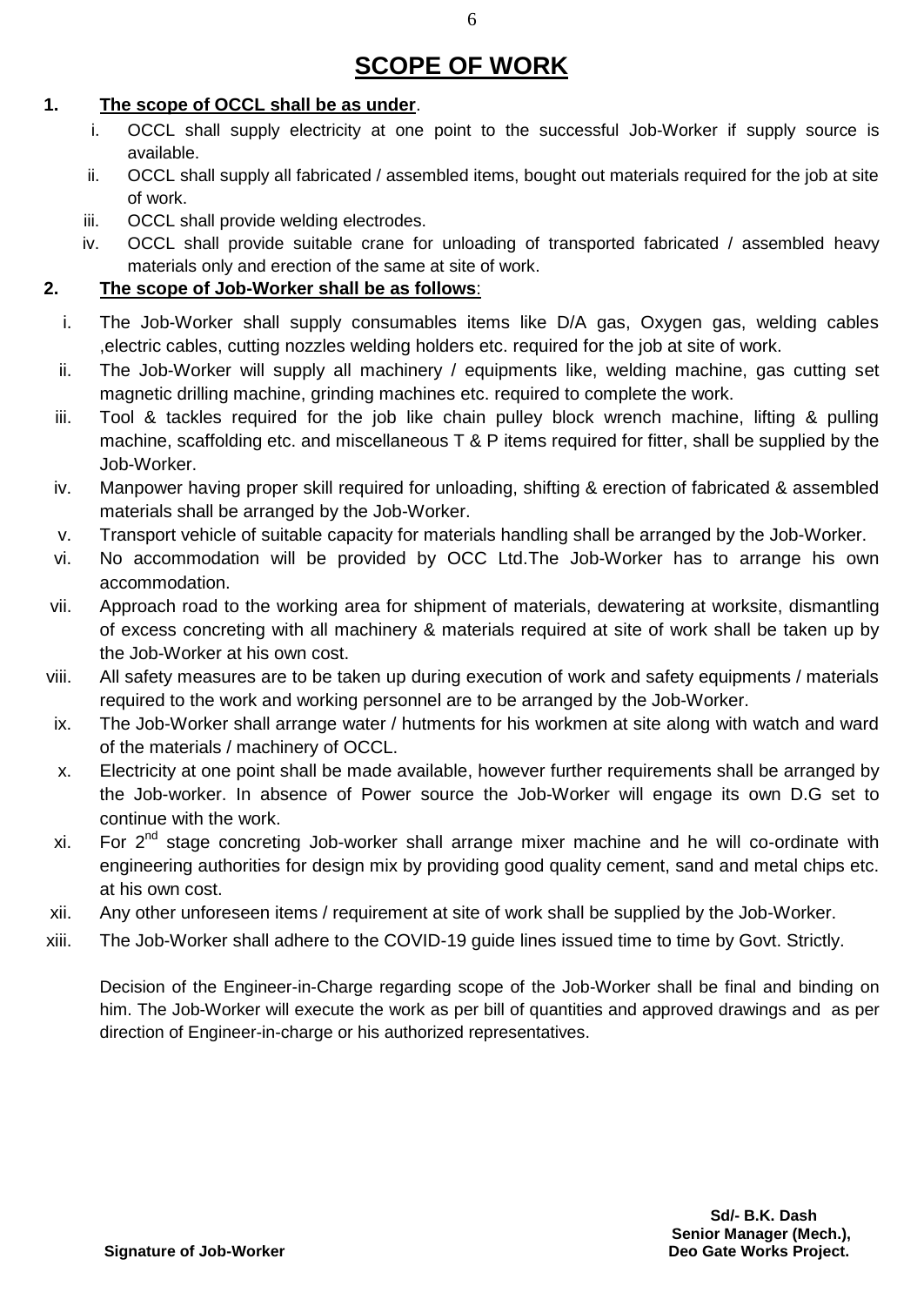# SCOPE OF WORK

**1. The scope of OCCL shall be as under.**

i. OCCL shall supply electricity at one point to the successful Job-Worker if supply source is available.

ii. OCCL shall supply all fabricated / assembled items, bought out materials required for the job at site of work.

iii. OCCL shall provide welding electrodes.

iv. OCCL shall provide suitable crane for unloading of transported fabricated / assembled heavy materials only and erection of the same at site of work.

**2. The scope of Job-Worker shall be as follows:**

i. The Job-Worker shall supply consumables items like D/A gas, Oxygen gas, welding cables ,electric cables, cutting nozzles welding holders etc. required for the job at site of work.

ii. The Job-Worker will supply all machinery / equipments like, welding machine, gas cutting set magnetic drilling machine, grinding machines etc. required to complete the work.

iii. Tool & tackles required for the job like chain pulley block wrench machine, lifting & pulling machine, scaffolding etc. and miscellaneous T & P items required for fitter, shall be supplied by the Job-Worker.

iv. Manpower having proper skill required for unloading, shifting & erection of fabricated & assembled materials shall be arranged by the Job-Worker.

v. Transport vehicle of suitable capacity for materials handling shall be arranged by the Job-Worker.

vi. No accommodation will be provided by OCC Ltd.The Job-Worker has to arrange his own accommodation.

vii. Approach road to the working area for shipment of materials, dewatering at worksite, dismantling of excess concreting with all machinery & materials required at site of work shall be taken up by the Job-Worker at his own cost.

viii. All safety measures are to be taken up during execution of work and safety equipments / materials required to the work and working personnel are to be arranged by the Job-Worker.

ix. The Job-Worker shall arrange water / hutments for his workmen at site along with watch and ward of the materials / machinery of OCCL.

x. Electricity at one point shall be made available, however further requirements shall be arranged by the Job-worker. In absence of Power source the Job-Worker will engage its own D.G set to continue with the work.

xi. For 2nd stage concreting Job-worker shall arrange mixer machine and he will co-ordinate with engineering authorities for design mix by providing good quality cement, sand and metal chips etc. at his own cost.

xii. Any other unforeseen items / requirement at site of work shall be supplied by the Job-Worker.

xiii. The Job-Worker shall adhere to the COVID-19 guide lines issued time to time by Govt. Strictly.

Decision of the Engineer-in-Charge regarding scope of the Job-Worker shall be final and binding on him. The Job-Worker will execute the work as per bill of quantities and approved drawings and as per direction of Engineer-in-charge or his authorized representatives.

**Signature of Job-Worker**

**Sd/- B.K. Dash**
**Senior Manager (Mech.),**
**Deo Gate Works Project.**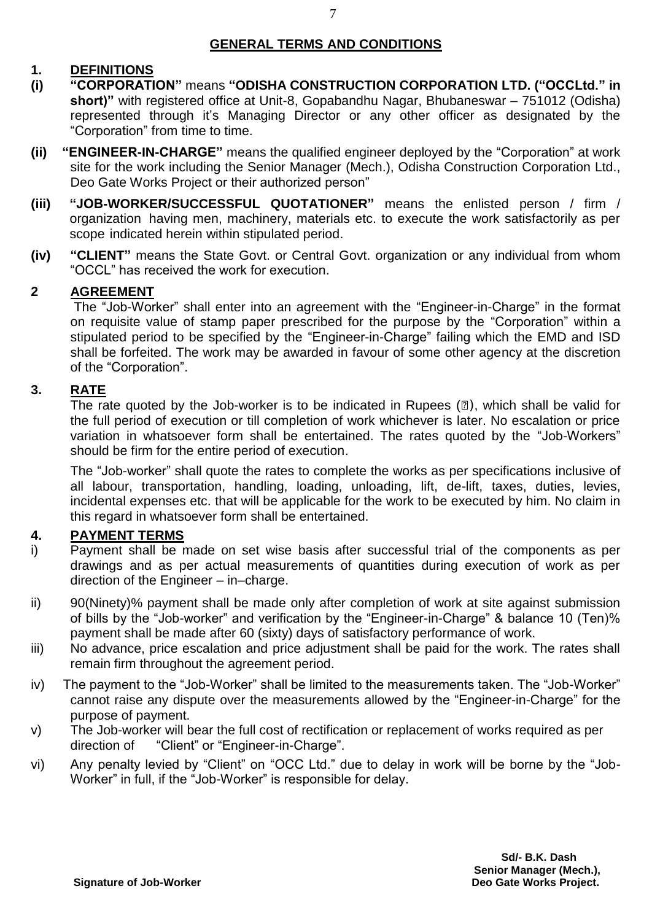## GENERAL TERMS AND CONDITIONS

### 1. DEFINITIONS

**(i) "CORPORATION"** means **"ODISHA CONSTRUCTION CORPORATION LTD. ("OCCLtd." in short)"** with registered office at Unit-8, Gopabandhu Nagar, Bhubaneswar – 751012 (Odisha) represented through it's Managing Director or any other officer as designated by the "Corporation" from time to time.

**(ii) "ENGINEER-IN-CHARGE"** means the qualified engineer deployed by the "Corporation" at work site for the work including the Senior Manager (Mech.), Odisha Construction Corporation Ltd., Deo Gate Works Project or their authorized person"

**(iii) "JOB-WORKER/SUCCESSFUL QUOTATIONER"** means the enlisted person / firm / organization having men, machinery, materials etc. to execute the work satisfactorily as per scope indicated herein within stipulated period.

**(iv) "CLIENT"** means the State Govt. or Central Govt. organization or any individual from whom "OCCL" has received the work for execution.

### 2 AGREEMENT

The "Job-Worker" shall enter into an agreement with the "Engineer-in-Charge" in the format on requisite value of stamp paper prescribed for the purpose by the "Corporation" within a stipulated period to be specified by the "Engineer-in-Charge" failing which the EMD and ISD shall be forfeited. The work may be awarded in favour of some other agency at the discretion of the "Corporation".

### 3. RATE

The rate quoted by the Job-worker is to be indicated in Rupees (₹), which shall be valid for the full period of execution or till completion of work whichever is later. No escalation or price variation in whatsoever form shall be entertained. The rates quoted by the "Job-Workers" should be firm for the entire period of execution.

The "Job-worker" shall quote the rates to complete the works as per specifications inclusive of all labour, transportation, handling, loading, unloading, lift, de-lift, taxes, duties, levies, incidental expenses etc. that will be applicable for the work to be executed by him. No claim in this regard in whatsoever form shall be entertained.

### 4. PAYMENT TERMS

i) Payment shall be made on set wise basis after successful trial of the components as per drawings and as per actual measurements of quantities during execution of work as per direction of the Engineer – in–charge.

ii) 90(Ninety)% payment shall be made only after completion of work at site against submission of bills by the "Job-worker" and verification by the "Engineer-in-Charge" & balance 10 (Ten)% payment shall be made after 60 (sixty) days of satisfactory performance of work.

iii) No advance, price escalation and price adjustment shall be paid for the work. The rates shall remain firm throughout the agreement period.

iv) The payment to the "Job-Worker" shall be limited to the measurements taken. The "Job-Worker" cannot raise any dispute over the measurements allowed by the "Engineer-in-Charge" for the purpose of payment.

v) The Job-worker will bear the full cost of rectification or replacement of works required as per direction of "Client" or "Engineer-in-Charge".

vi) Any penalty levied by "Client" on "OCC Ltd." due to delay in work will be borne by the "Job-Worker" in full, if the "Job-Worker" is responsible for delay.

**Sd/- B.K. Dash**
**Senior Manager (Mech.),**
**Deo Gate Works Project.**

**Signature of Job-Worker**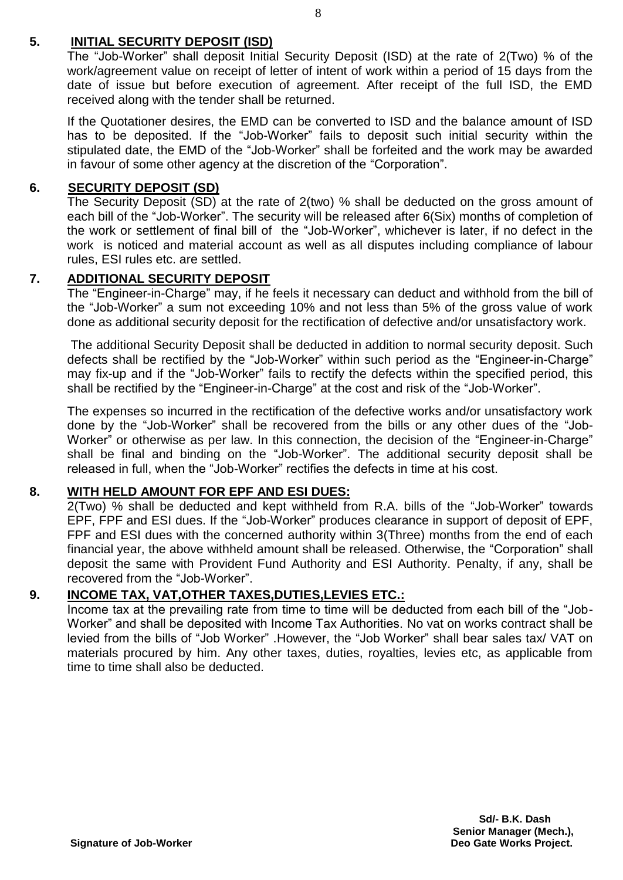## 5. INITIAL SECURITY DEPOSIT (ISD)

The "Job-Worker" shall deposit Initial Security Deposit (ISD) at the rate of 2(Two) % of the work/agreement value on receipt of letter of intent of work within a period of 15 days from the date of issue but before execution of agreement. After receipt of the full ISD, the EMD received along with the tender shall be returned.

If the Quotationer desires, the EMD can be converted to ISD and the balance amount of ISD has to be deposited. If the "Job-Worker" fails to deposit such initial security within the stipulated date, the EMD of the "Job-Worker" shall be forfeited and the work may be awarded in favour of some other agency at the discretion of the "Corporation".

## 6. SECURITY DEPOSIT (SD)

The Security Deposit (SD) at the rate of 2(two) % shall be deducted on the gross amount of each bill of the "Job-Worker". The security will be released after 6(Six) months of completion of the work or settlement of final bill of the "Job-Worker", whichever is later, if no defect in the work is noticed and material account as well as all disputes including compliance of labour rules, ESI rules etc. are settled.

## 7. ADDITIONAL SECURITY DEPOSIT

The "Engineer-in-Charge" may, if he feels it necessary can deduct and withhold from the bill of the "Job-Worker" a sum not exceeding 10% and not less than 5% of the gross value of work done as additional security deposit for the rectification of defective and/or unsatisfactory work.

The additional Security Deposit shall be deducted in addition to normal security deposit. Such defects shall be rectified by the "Job-Worker" within such period as the "Engineer-in-Charge" may fix-up and if the "Job-Worker" fails to rectify the defects within the specified period, this shall be rectified by the "Engineer-in-Charge" at the cost and risk of the "Job-Worker".

The expenses so incurred in the rectification of the defective works and/or unsatisfactory work done by the "Job-Worker" shall be recovered from the bills or any other dues of the "Job-Worker" or otherwise as per law. In this connection, the decision of the "Engineer-in-Charge" shall be final and binding on the "Job-Worker". The additional security deposit shall be released in full, when the "Job-Worker" rectifies the defects in time at his cost.

## 8. WITH HELD AMOUNT FOR EPF AND ESI DUES:

2(Two) % shall be deducted and kept withheld from R.A. bills of the "Job-Worker" towards EPF, FPF and ESI dues. If the "Job-Worker" produces clearance in support of deposit of EPF, FPF and ESI dues with the concerned authority within 3(Three) months from the end of each financial year, the above withheld amount shall be released. Otherwise, the "Corporation" shall deposit the same with Provident Fund Authority and ESI Authority. Penalty, if any, shall be recovered from the "Job-Worker".

## 9. INCOME TAX, VAT,OTHER TAXES,DUTIES,LEVIES ETC.:

Income tax at the prevailing rate from time to time will be deducted from each bill of the "Job-Worker" and shall be deposited with Income Tax Authorities. No vat on works contract shall be levied from the bills of "Job Worker" .However, the "Job Worker" shall bear sales tax/ VAT on materials procured by him. Any other taxes, duties, royalties, levies etc, as applicable from time to time shall also be deducted.

**Signature of Job-Worker**

**Sd/- B.K. Dash**
**Senior Manager (Mech.),**
**Deo Gate Works Project.**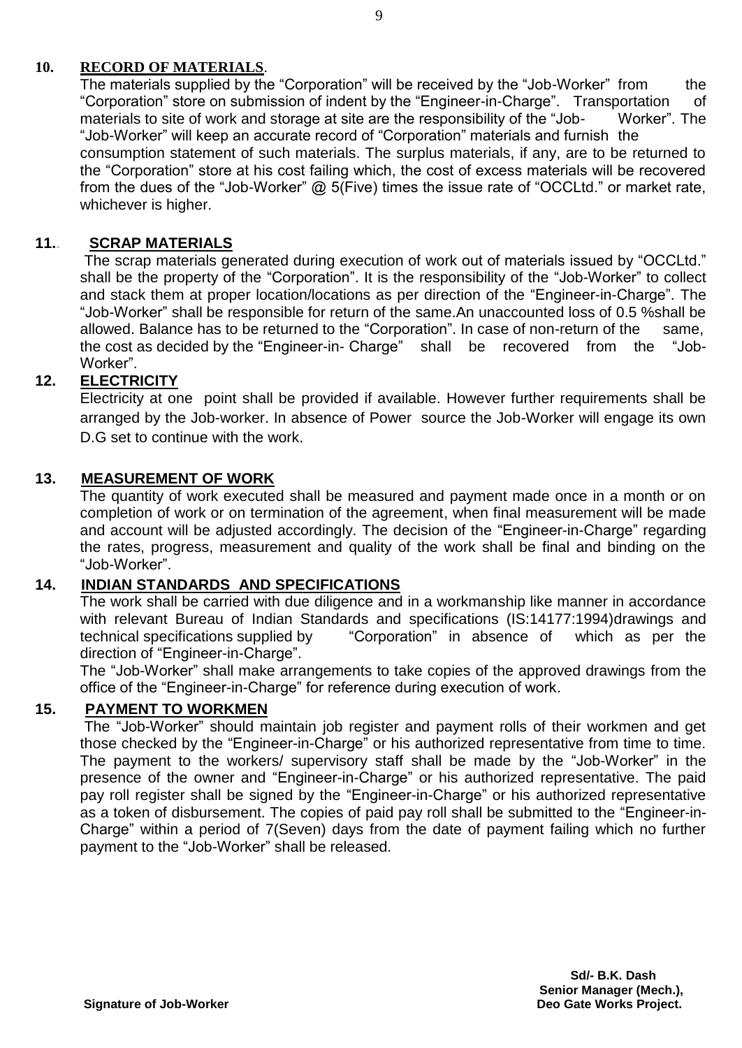**10. RECORD OF MATERIALS.**

The materials supplied by the "Corporation" will be received by the "Job-Worker" from the "Corporation" store on submission of indent by the "Engineer-in-Charge". Transportation of materials to site of work and storage at site are the responsibility of the "Job- Worker". The "Job-Worker" will keep an accurate record of "Corporation" materials and furnish the consumption statement of such materials. The surplus materials, if any, are to be returned to the "Corporation" store at his cost failing which, the cost of excess materials will be recovered from the dues of the "Job-Worker" @ 5(Five) times the issue rate of "OCCLtd." or market rate, whichever is higher.

**11.. SCRAP MATERIALS**

The scrap materials generated during execution of work out of materials issued by "OCCLtd." shall be the property of the "Corporation". It is the responsibility of the "Job-Worker" to collect and stack them at proper location/locations as per direction of the "Engineer-in-Charge". The "Job-Worker" shall be responsible for return of the same.An unaccounted loss of 0.5 %shall be allowed. Balance has to be returned to the "Corporation". In case of non-return of the same, the cost as decided by the "Engineer-in- Charge" shall be recovered from the "Job-Worker".

**12. ELECTRICITY**

Electricity at one point shall be provided if available. However further requirements shall be arranged by the Job-worker. In absence of Power source the Job-Worker will engage its own D.G set to continue with the work.

**13. MEASUREMENT OF WORK**

The quantity of work executed shall be measured and payment made once in a month or on completion of work or on termination of the agreement, when final measurement will be made and account will be adjusted accordingly. The decision of the "Engineer-in-Charge" regarding the rates, progress, measurement and quality of the work shall be final and binding on the "Job-Worker".

**14. INDIAN STANDARDS AND SPECIFICATIONS**

The work shall be carried with due diligence and in a workmanship like manner in accordance with relevant Bureau of Indian Standards and specifications (IS:14177:1994)drawings and technical specifications supplied by "Corporation" in absence of which as per the direction of "Engineer-in-Charge".

The "Job-Worker" shall make arrangements to take copies of the approved drawings from the office of the "Engineer-in-Charge" for reference during execution of work.

**15. PAYMENT TO WORKMEN**

The "Job-Worker" should maintain job register and payment rolls of their workmen and get those checked by the "Engineer-in-Charge" or his authorized representative from time to time. The payment to the workers/ supervisory staff shall be made by the "Job-Worker" in the presence of the owner and "Engineer-in-Charge" or his authorized representative. The paid pay roll register shall be signed by the "Engineer-in-Charge" or his authorized representative as a token of disbursement. The copies of paid pay roll shall be submitted to the "Engineer-in-Charge" within a period of 7(Seven) days from the date of payment failing which no further payment to the "Job-Worker" shall be released.

**Signature of Job-Worker**

**Sd/- B.K. Dash**
**Senior Manager (Mech.),**
**Deo Gate Works Project.**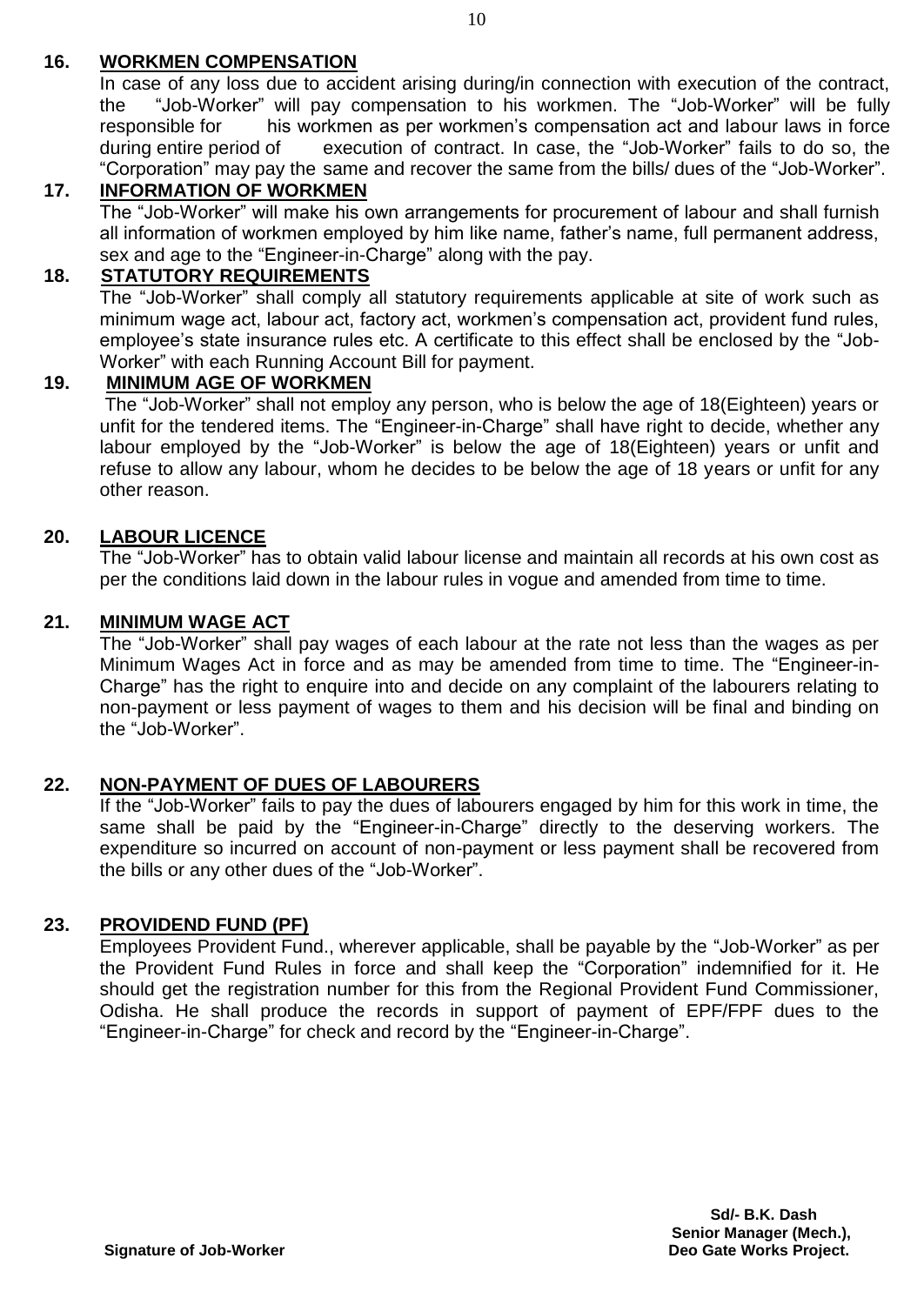## 16. WORKMEN COMPENSATION

In case of any loss due to accident arising during/in connection with execution of the contract, the "Job-Worker" will pay compensation to his workmen. The "Job-Worker" will be fully responsible for his workmen as per workmen's compensation act and labour laws in force during entire period of execution of contract. In case, the "Job-Worker" fails to do so, the "Corporation" may pay the same and recover the same from the bills/ dues of the "Job-Worker".

## 17. INFORMATION OF WORKMEN

The "Job-Worker" will make his own arrangements for procurement of labour and shall furnish all information of workmen employed by him like name, father's name, full permanent address, sex and age to the "Engineer-in-Charge" along with the pay.

## 18. STATUTORY REQUIREMENTS

The "Job-Worker" shall comply all statutory requirements applicable at site of work such as minimum wage act, labour act, factory act, workmen's compensation act, provident fund rules, employee's state insurance rules etc. A certificate to this effect shall be enclosed by the "Job-Worker" with each Running Account Bill for payment.

## 19. MINIMUM AGE OF WORKMEN

The "Job-Worker" shall not employ any person, who is below the age of 18(Eighteen) years or unfit for the tendered items. The "Engineer-in-Charge" shall have right to decide, whether any labour employed by the "Job-Worker" is below the age of 18(Eighteen) years or unfit and refuse to allow any labour, whom he decides to be below the age of 18 years or unfit for any other reason.

## 20. LABOUR LICENCE

The "Job-Worker" has to obtain valid labour license and maintain all records at his own cost as per the conditions laid down in the labour rules in vogue and amended from time to time.

## 21. MINIMUM WAGE ACT

The "Job-Worker" shall pay wages of each labour at the rate not less than the wages as per Minimum Wages Act in force and as may be amended from time to time. The "Engineer-in-Charge" has the right to enquire into and decide on any complaint of the labourers relating to non-payment or less payment of wages to them and his decision will be final and binding on the "Job-Worker".

## 22. NON-PAYMENT OF DUES OF LABOURERS

If the "Job-Worker" fails to pay the dues of labourers engaged by him for this work in time, the same shall be paid by the "Engineer-in-Charge" directly to the deserving workers. The expenditure so incurred on account of non-payment or less payment shall be recovered from the bills or any other dues of the "Job-Worker".

## 23. PROVIDEND FUND (PF)

Employees Provident Fund., wherever applicable, shall be payable by the "Job-Worker" as per the Provident Fund Rules in force and shall keep the "Corporation" indemnified for it. He should get the registration number for this from the Regional Provident Fund Commissioner, Odisha. He shall produce the records in support of payment of EPF/FPF dues to the "Engineer-in-Charge" for check and record by the "Engineer-in-Charge".

**Sd/- B.K. Dash**
**Senior Manager (Mech.),**
**Signature of Job-Worker** **Deo Gate Works Project.**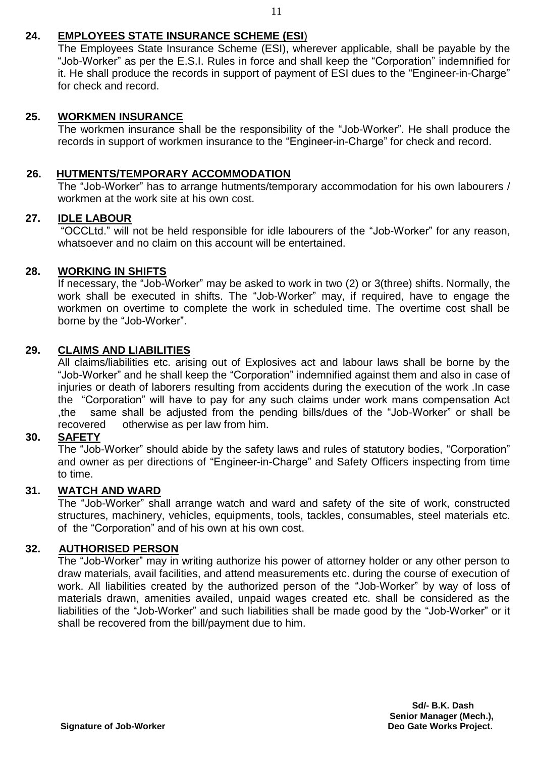**24. EMPLOYEES STATE INSURANCE SCHEME (ESI)**

The Employees State Insurance Scheme (ESI), wherever applicable, shall be payable by the "Job-Worker" as per the E.S.I. Rules in force and shall keep the "Corporation" indemnified for it. He shall produce the records in support of payment of ESI dues to the "Engineer-in-Charge" for check and record.

**25. WORKMEN INSURANCE**

The workmen insurance shall be the responsibility of the "Job-Worker". He shall produce the records in support of workmen insurance to the "Engineer-in-Charge" for check and record.

**26. HUTMENTS/TEMPORARY ACCOMMODATION**

The "Job-Worker" has to arrange hutments/temporary accommodation for his own labourers / workmen at the work site at his own cost.

**27. IDLE LABOUR**

"OCCLtd." will not be held responsible for idle labourers of the "Job-Worker" for any reason, whatsoever and no claim on this account will be entertained.

**28. WORKING IN SHIFTS**

If necessary, the "Job-Worker" may be asked to work in two (2) or 3(three) shifts. Normally, the work shall be executed in shifts. The "Job-Worker" may, if required, have to engage the workmen on overtime to complete the work in scheduled time. The overtime cost shall be borne by the "Job-Worker".

**29. CLAIMS AND LIABILITIES**

All claims/liabilities etc. arising out of Explosives act and labour laws shall be borne by the "Job-Worker" and he shall keep the "Corporation" indemnified against them and also in case of injuries or death of laborers resulting from accidents during the execution of the work .In case the "Corporation" will have to pay for any such claims under work mans compensation Act ,the same shall be adjusted from the pending bills/dues of the "Job-Worker" or shall be recovered otherwise as per law from him.

**30. SAFETY**

The "Job-Worker" should abide by the safety laws and rules of statutory bodies, "Corporation" and owner as per directions of "Engineer-in-Charge" and Safety Officers inspecting from time to time.

**31. WATCH AND WARD**

The "Job-Worker" shall arrange watch and ward and safety of the site of work, constructed structures, machinery, vehicles, equipments, tools, tackles, consumables, steel materials etc. of the "Corporation" and of his own at his own cost.

**32. AUTHORISED PERSON**

The "Job-Worker" may in writing authorize his power of attorney holder or any other person to draw materials, avail facilities, and attend measurements etc. during the course of execution of work. All liabilities created by the authorized person of the "Job-Worker" by way of loss of materials drawn, amenities availed, unpaid wages created etc. shall be considered as the liabilities of the "Job-Worker" and such liabilities shall be made good by the "Job-Worker" or it shall be recovered from the bill/payment due to him.

**Sd/- B.K. Dash**
**Senior Manager (Mech.),**
**Deo Gate Works Project.**

**Signature of Job-Worker**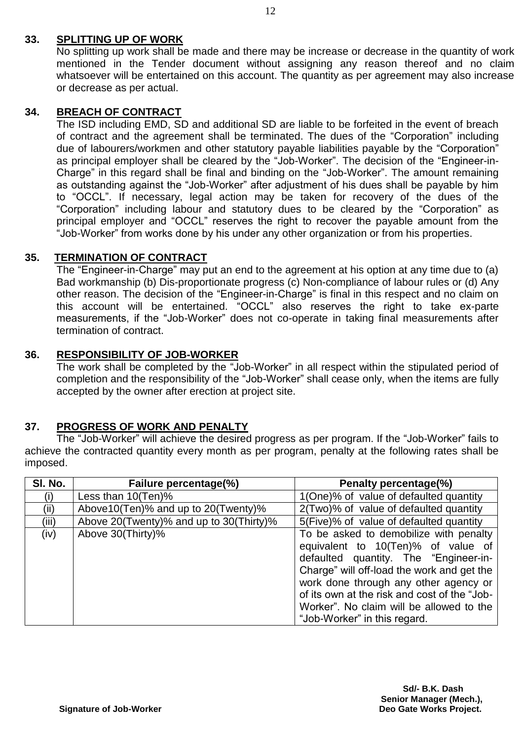### 33. SPLITTING UP OF WORK

No splitting up work shall be made and there may be increase or decrease in the quantity of work mentioned in the Tender document without assigning any reason thereof and no claim whatsoever will be entertained on this account. The quantity as per agreement may also increase or decrease as per actual.

### 34. BREACH OF CONTRACT

The ISD including EMD, SD and additional SD are liable to be forfeited in the event of breach of contract and the agreement shall be terminated. The dues of the "Corporation" including due of labourers/workmen and other statutory payable liabilities payable by the "Corporation" as principal employer shall be cleared by the "Job-Worker". The decision of the "Engineer-in-Charge" in this regard shall be final and binding on the "Job-Worker". The amount remaining as outstanding against the "Job-Worker" after adjustment of his dues shall be payable by him to "OCCL". If necessary, legal action may be taken for recovery of the dues of the "Corporation" including labour and statutory dues to be cleared by the "Corporation" as principal employer and "OCCL" reserves the right to recover the payable amount from the "Job-Worker" from works done by his under any other organization or from his properties.

### 35. TERMINATION OF CONTRACT

The "Engineer-in-Charge" may put an end to the agreement at his option at any time due to (a) Bad workmanship (b) Dis-proportionate progress (c) Non-compliance of labour rules or (d) Any other reason. The decision of the "Engineer-in-Charge" is final in this respect and no claim on this account will be entertained. "OCCL" also reserves the right to take ex-parte measurements, if the "Job-Worker" does not co-operate in taking final measurements after termination of contract.

### 36. RESPONSIBILITY OF JOB-WORKER

The work shall be completed by the "Job-Worker" in all respect within the stipulated period of completion and the responsibility of the "Job-Worker" shall cease only, when the items are fully accepted by the owner after erection at project site.

### 37. PROGRESS OF WORK AND PENALTY

The "Job-Worker" will achieve the desired progress as per program. If the "Job-Worker" fails to achieve the contracted quantity every month as per program, penalty at the following rates shall be imposed.

| Sl. No. | Failure percentage(%) | Penalty percentage(%) |
|---|---|---|
| (i) | Less than 10(Ten)% | 1(One)% of value of defaulted quantity |
| (ii) | Above10(Ten)% and up to 20(Twenty)% | 2(Two)% of value of defaulted quantity |
| (iii) | Above 20(Twenty)% and up to 30(Thirty)% | 5(Five)% of value of defaulted quantity |
| (iv) | Above 30(Thirty)% | To be asked to demobilize with penalty equivalent to 10(Ten)% of value of defaulted quantity. The "Engineer-in-Charge" will off-load the work and get the work done through any other agency or of its own at the risk and cost of the "Job-Worker". No claim will be allowed to the "Job-Worker" in this regard. |

**Signature of Job-Worker**

**Sd/- B.K. Dash**
**Senior Manager (Mech.),**
**Deo Gate Works Project.**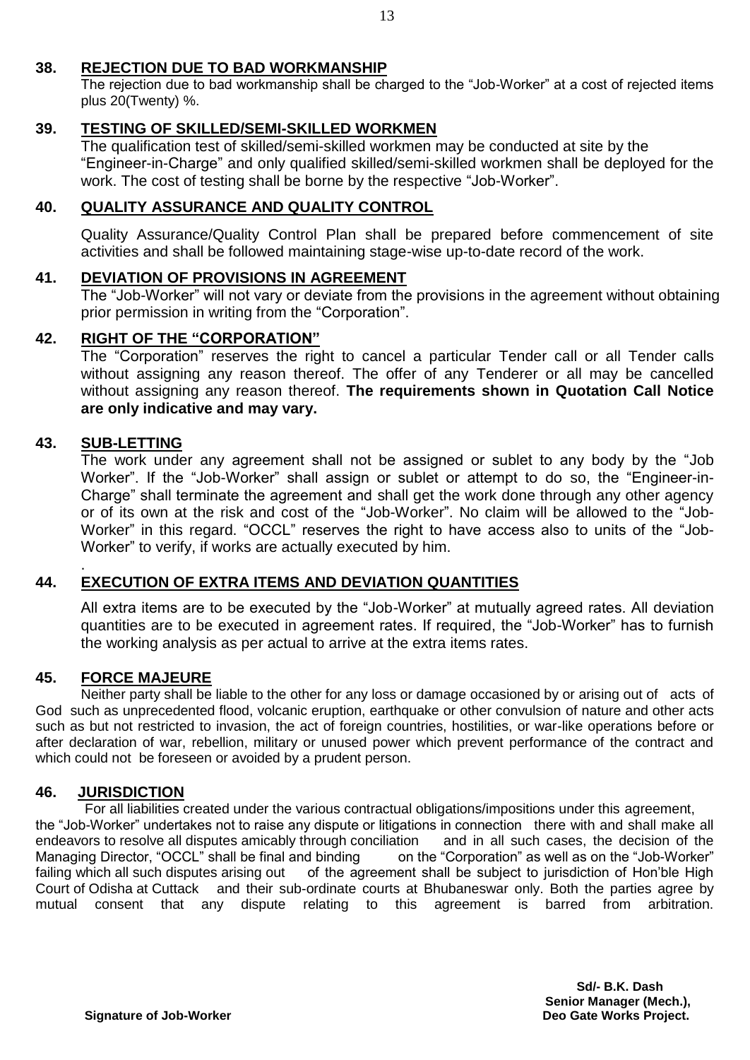## 38. REJECTION DUE TO BAD WORKMANSHIP

The rejection due to bad workmanship shall be charged to the "Job-Worker" at a cost of rejected items plus 20(Twenty) %.

## 39. TESTING OF SKILLED/SEMI-SKILLED WORKMEN

The qualification test of skilled/semi-skilled workmen may be conducted at site by the "Engineer-in-Charge" and only qualified skilled/semi-skilled workmen shall be deployed for the work. The cost of testing shall be borne by the respective "Job-Worker".

## 40. QUALITY ASSURANCE AND QUALITY CONTROL

Quality Assurance/Quality Control Plan shall be prepared before commencement of site activities and shall be followed maintaining stage-wise up-to-date record of the work.

## 41. DEVIATION OF PROVISIONS IN AGREEMENT

The "Job-Worker" will not vary or deviate from the provisions in the agreement without obtaining prior permission in writing from the "Corporation".

## 42. RIGHT OF THE "CORPORATION"

The "Corporation" reserves the right to cancel a particular Tender call or all Tender calls without assigning any reason thereof. The offer of any Tenderer or all may be cancelled without assigning any reason thereof. **The requirements shown in Quotation Call Notice are only indicative and may vary.**

## 43. SUB-LETTING

The work under any agreement shall not be assigned or sublet to any body by the "Job Worker". If the "Job-Worker" shall assign or sublet or attempt to do so, the "Engineer-in-Charge" shall terminate the agreement and shall get the work done through any other agency or of its own at the risk and cost of the "Job-Worker". No claim will be allowed to the "Job-Worker" in this regard. "OCCL" reserves the right to have access also to units of the "Job-Worker" to verify, if works are actually executed by him.

## 44. EXECUTION OF EXTRA ITEMS AND DEVIATION QUANTITIES

All extra items are to be executed by the "Job-Worker" at mutually agreed rates. All deviation quantities are to be executed in agreement rates. If required, the "Job-Worker" has to furnish the working analysis as per actual to arrive at the extra items rates.

## 45. FORCE MAJEURE

Neither party shall be liable to the other for any loss or damage occasioned by or arising out of acts of God such as unprecedented flood, volcanic eruption, earthquake or other convulsion of nature and other acts such as but not restricted to invasion, the act of foreign countries, hostilities, or war-like operations before or after declaration of war, rebellion, military or unused power which prevent performance of the contract and which could not be foreseen or avoided by a prudent person.

## 46. JURISDICTION

For all liabilities created under the various contractual obligations/impositions under this agreement, the "Job-Worker" undertakes not to raise any dispute or litigations in connection there with and shall make all endeavors to resolve all disputes amicably through conciliation and in all such cases, the decision of the Managing Director, "OCCL" shall be final and binding on the "Corporation" as well as on the "Job-Worker" failing which all such disputes arising out of the agreement shall be subject to jurisdiction of Hon'ble High Court of Odisha at Cuttack and their sub-ordinate courts at Bhubaneswar only. Both the parties agree by mutual consent that any dispute relating to this agreement is barred from arbitration.

**Sd/- B.K. Dash**
**Senior Manager (Mech.),**
**Deo Gate Works Project.**

**Signature of Job-Worker**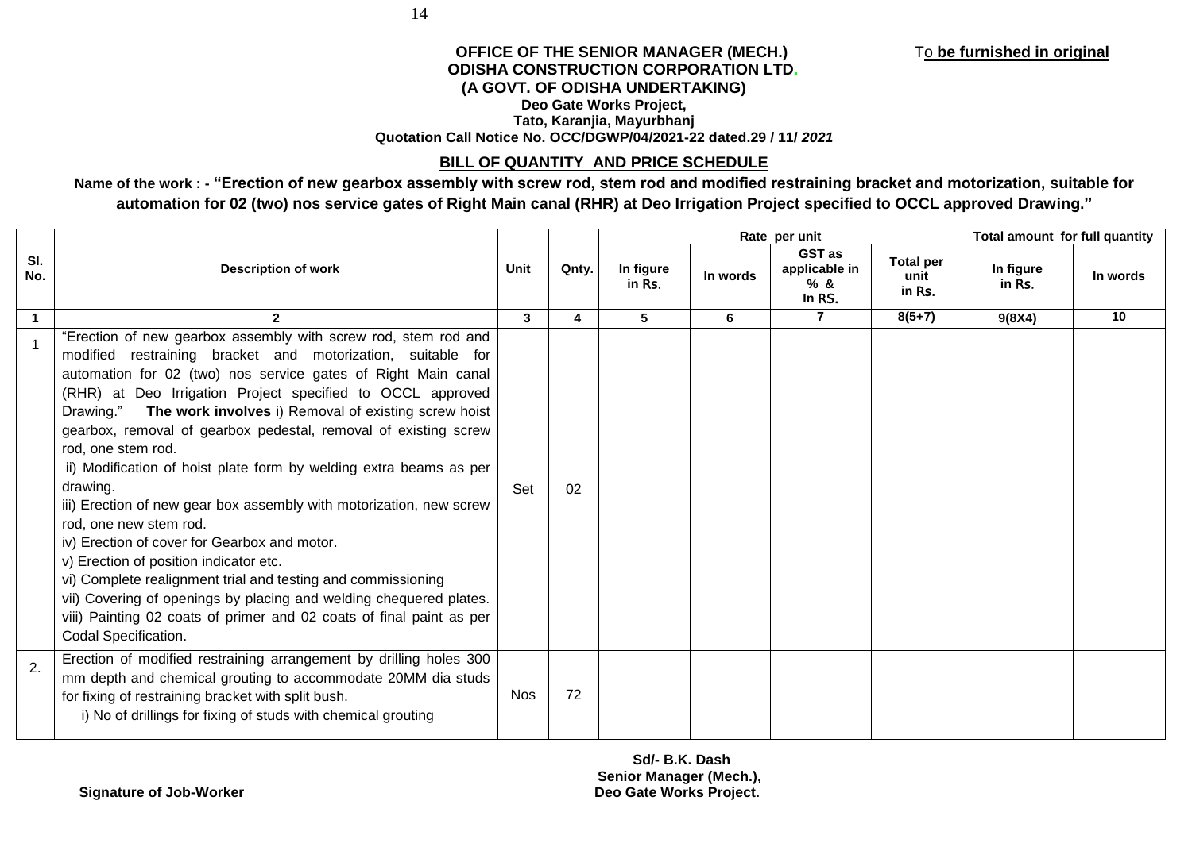**To be furnished in original**

**OFFICE OF THE SENIOR MANAGER (MECH.)**
**ODISHA CONSTRUCTION CORPORATION LTD.**
**(A GOVT. OF ODISHA UNDERTAKING)**
**Deo Gate Works Project,**
**Tato, Karanjia, Mayurbhanj**
**Quotation Call Notice No. OCC/DGWP/04/2021-22 dated.29 / 11/ *2021***

## BILL OF QUANTITY AND PRICE SCHEDULE

**Name of the work : - "Erection of new gearbox assembly with screw rod, stem rod and modified restraining bracket and motorization, suitable for automation for 02 (two) nos service gates of Right Main canal (RHR) at Deo Irrigation Project specified to OCCL approved Drawing."**

| Sl. No. | Description of work | Unit | Qnty. | Rate per unit | | | | Total amount for full quantity | |
|---|---|---|---|---|---|---|---|---|---|
| | | | | In figure in Rs. | In words | GST as applicable in % & In RS. | Total per unit in Rs. | In figure in Rs. | In words |
| **1** | **2** | **3** | **4** | **5** | **6** | **7** | **8(5+7)** | **9(8X4)** | **10** |
| 1 | "Erection of new gearbox assembly with screw rod, stem rod and modified restraining bracket and motorization, suitable for automation for 02 (two) nos service gates of Right Main canal (RHR) at Deo Irrigation Project specified to OCCL approved Drawing." **The work involves** i) Removal of existing screw hoist gearbox, removal of gearbox pedestal, removal of existing screw rod, one stem rod. ii) Modification of hoist plate form by welding extra beams as per drawing. iii) Erection of new gear box assembly with motorization, new screw rod, one new stem rod. iv) Erection of cover for Gearbox and motor. v) Erection of position indicator etc. vi) Complete realignment trial and testing and commissioning vii) Covering of openings by placing and welding chequered plates. viii) Painting 02 coats of primer and 02 coats of final paint as per Codal Specification. | Set | 02 | | | | | | |
| 2. | Erection of modified restraining arrangement by drilling holes 300 mm depth and chemical grouting to accommodate 20MM dia studs for fixing of restraining bracket with split bush. i) No of drillings for fixing of studs with chemical grouting | Nos | 72 | | | | | | |

**Signature of Job-Worker**

**Sd/- B.K. Dash**
**Senior Manager (Mech.),**
**Deo Gate Works Project.**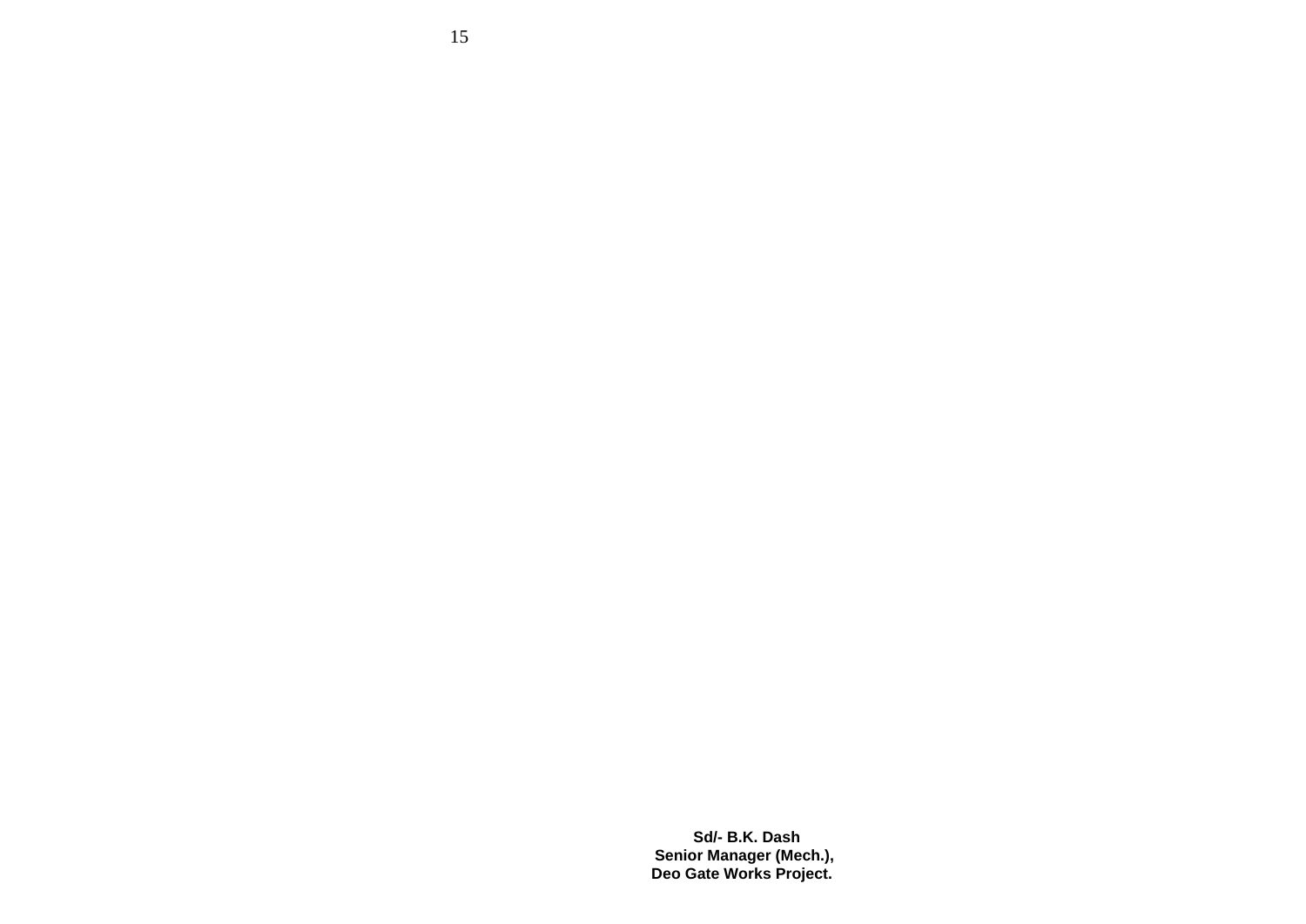**Sd/- B.K. Dash**
**Senior Manager (Mech.),**
**Deo Gate Works Project.**